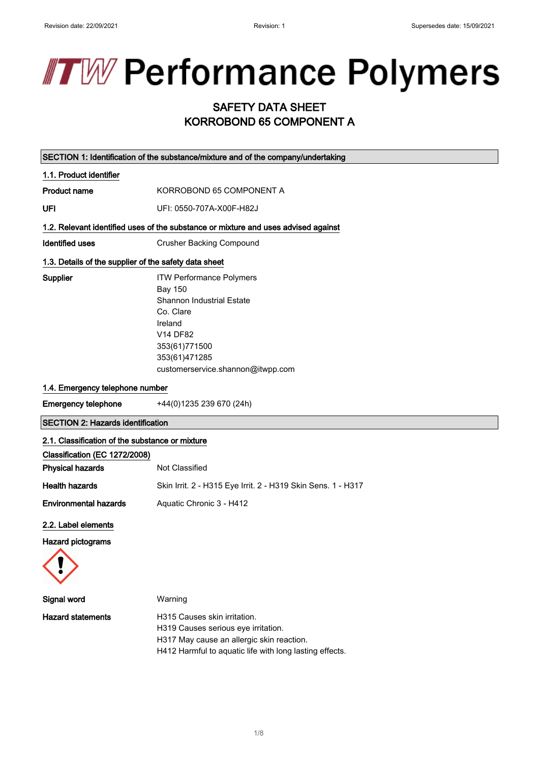# ITW Performance Polymers

## SAFETY DATA SHEET
## KORROBOND 65 COMPONENT A

### SECTION 1: Identification of the substance/mixture and of the company/undertaking

#### 1.1. Product identifier

**Product name** KORROBOND 65 COMPONENT A

**UFI** UFI: 0550-707A-X00F-H82J

#### 1.2. Relevant identified uses of the substance or mixture and uses advised against

**Identified uses** Crusher Backing Compound

#### 1.3. Details of the supplier of the safety data sheet

**Supplier**
ITW Performance Polymers
Bay 150
Shannon Industrial Estate
Co. Clare
Ireland
V14 DF82
353(61)771500
353(61)471285
customerservice.shannon@itwpp.com

#### 1.4. Emergency telephone number

**Emergency telephone** +44(0)1235 239 670 (24h)

### SECTION 2: Hazards identification

#### 2.1. Classification of the substance or mixture

**Classification (EC 1272/2008)**

**Physical hazards** Not Classified

**Health hazards** Skin Irrit. 2 - H315 Eye Irrit. 2 - H319 Skin Sens. 1 - H317

**Environmental hazards** Aquatic Chronic 3 - H412

#### 2.2. Label elements

**Hazard pictograms**

**Signal word** Warning

**Hazard statements**
H315 Causes skin irritation.
H319 Causes serious eye irritation.
H317 May cause an allergic skin reaction.
H412 Harmful to aquatic life with long lasting effects.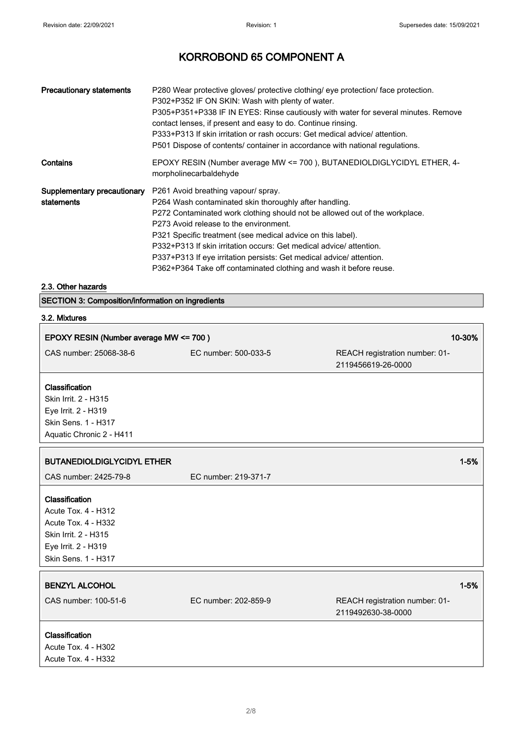# KORROBOND 65 COMPONENT A

| | |
|---|---|
| **Precautionary statements** | P280 Wear protective gloves/ protective clothing/ eye protection/ face protection.<br>P302+P352 IF ON SKIN: Wash with plenty of water.<br>P305+P351+P338 IF IN EYES: Rinse cautiously with water for several minutes. Remove contact lenses, if present and easy to do. Continue rinsing.<br>P333+P313 If skin irritation or rash occurs: Get medical advice/ attention.<br>P501 Dispose of contents/ container in accordance with national regulations. |
| **Contains** | EPOXY RESIN (Number average MW <= 700 ), BUTANEDIOLDIGLYCIDYL ETHER, 4-morpholinecarbaldehyde |
| **Supplementary precautionary statements** | P261 Avoid breathing vapour/ spray.<br>P264 Wash contaminated skin thoroughly after handling.<br>P272 Contaminated work clothing should not be allowed out of the workplace.<br>P273 Avoid release to the environment.<br>P321 Specific treatment (see medical advice on this label).<br>P332+P313 If skin irritation occurs: Get medical advice/ attention.<br>P337+P313 If eye irritation persists: Get medical advice/ attention.<br>P362+P364 Take off contaminated clothing and wash it before reuse. |

## 2.3. Other hazards

## SECTION 3: Composition/information on ingredients

### 3.2. Mixtures

**EPOXY RESIN (Number average MW <= 700 )** — 10-30%

CAS number: 25068-38-6 | EC number: 500-033-5 | REACH registration number: 01-2119456619-26-0000

**Classification**
Skin Irrit. 2 - H315
Eye Irrit. 2 - H319
Skin Sens. 1 - H317
Aquatic Chronic 2 - H411

**BUTANEDIOLDIGLYCIDYL ETHER** — 1-5%

CAS number: 2425-79-8 | EC number: 219-371-7

**Classification**
Acute Tox. 4 - H312
Acute Tox. 4 - H332
Skin Irrit. 2 - H315
Eye Irrit. 2 - H319
Skin Sens. 1 - H317

**BENZYL ALCOHOL** — 1-5%

CAS number: 100-51-6 | EC number: 202-859-9 | REACH registration number: 01-2119492630-38-0000

**Classification**
Acute Tox. 4 - H302
Acute Tox. 4 - H332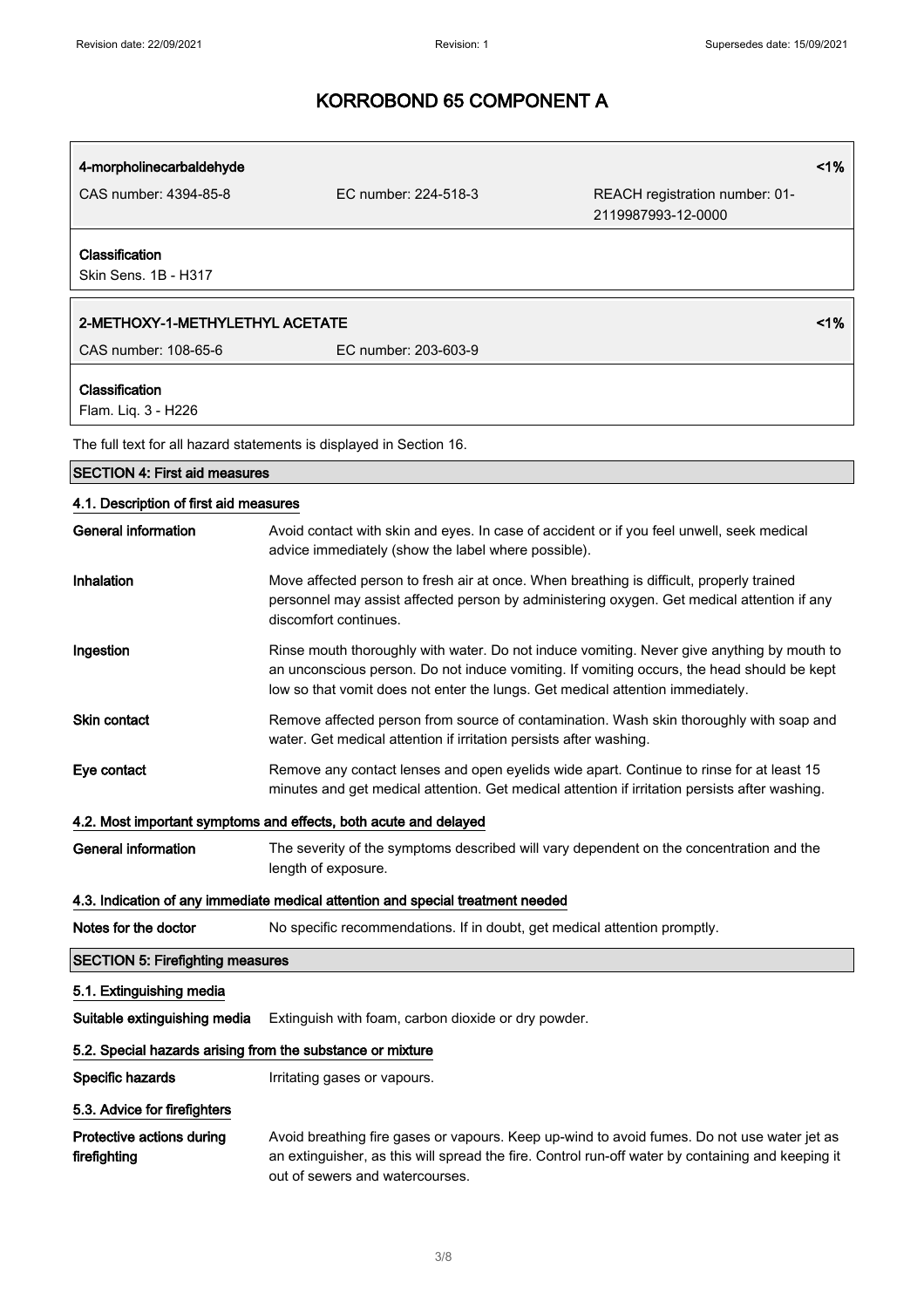# KORROBOND 65 COMPONENT A

| **4-morpholinecarbaldehyde** | | **<1%** |
|---|---|---|
| CAS number: 4394-85-8 | EC number: 224-518-3 | REACH registration number: 01-2119987993-12-0000 |
| **Classification** | | |
| Skin Sens. 1B - H317 | | |

| **2-METHOXY-1-METHYLETHYL ACETATE** | | **<1%** |
|---|---|---|
| CAS number: 108-65-6 | EC number: 203-603-9 | |
| **Classification** | | |
| Flam. Liq. 3 - H226 | | |

The full text for all hazard statements is displayed in Section 16.

## SECTION 4: First aid measures

### 4.1. Description of first aid measures

**General information** Avoid contact with skin and eyes. In case of accident or if you feel unwell, seek medical advice immediately (show the label where possible).

**Inhalation** Move affected person to fresh air at once. When breathing is difficult, properly trained personnel may assist affected person by administering oxygen. Get medical attention if any discomfort continues.

**Ingestion** Rinse mouth thoroughly with water. Do not induce vomiting. Never give anything by mouth to an unconscious person. Do not induce vomiting. If vomiting occurs, the head should be kept low so that vomit does not enter the lungs. Get medical attention immediately.

**Skin contact** Remove affected person from source of contamination. Wash skin thoroughly with soap and water. Get medical attention if irritation persists after washing.

**Eye contact** Remove any contact lenses and open eyelids wide apart. Continue to rinse for at least 15 minutes and get medical attention. Get medical attention if irritation persists after washing.

### 4.2. Most important symptoms and effects, both acute and delayed

**General information** The severity of the symptoms described will vary dependent on the concentration and the length of exposure.

### 4.3. Indication of any immediate medical attention and special treatment needed

**Notes for the doctor** No specific recommendations. If in doubt, get medical attention promptly.

## SECTION 5: Firefighting measures

### 5.1. Extinguishing media

**Suitable extinguishing media** Extinguish with foam, carbon dioxide or dry powder.

### 5.2. Special hazards arising from the substance or mixture

**Specific hazards** Irritating gases or vapours.

### 5.3. Advice for firefighters

**Protective actions during firefighting** Avoid breathing fire gases or vapours. Keep up-wind to avoid fumes. Do not use water jet as an extinguisher, as this will spread the fire. Control run-off water by containing and keeping it out of sewers and watercourses.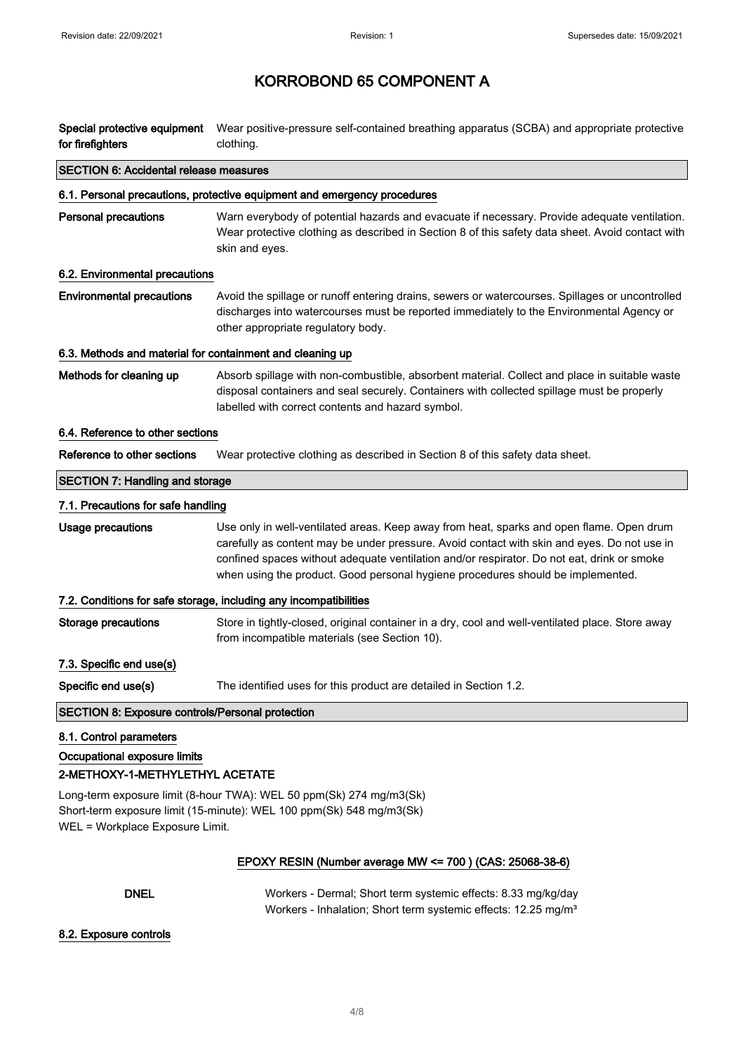# KORROBOND 65 COMPONENT A

**Special protective equipment for firefighters** Wear positive-pressure self-contained breathing apparatus (SCBA) and appropriate protective clothing.

## SECTION 6: Accidental release measures

### 6.1. Personal precautions, protective equipment and emergency procedures

**Personal precautions** Warn everybody of potential hazards and evacuate if necessary. Provide adequate ventilation. Wear protective clothing as described in Section 8 of this safety data sheet. Avoid contact with skin and eyes.

### 6.2. Environmental precautions

**Environmental precautions** Avoid the spillage or runoff entering drains, sewers or watercourses. Spillages or uncontrolled discharges into watercourses must be reported immediately to the Environmental Agency or other appropriate regulatory body.

### 6.3. Methods and material for containment and cleaning up

**Methods for cleaning up** Absorb spillage with non-combustible, absorbent material. Collect and place in suitable waste disposal containers and seal securely. Containers with collected spillage must be properly labelled with correct contents and hazard symbol.

### 6.4. Reference to other sections

**Reference to other sections** Wear protective clothing as described in Section 8 of this safety data sheet.

## SECTION 7: Handling and storage

### 7.1. Precautions for safe handling

**Usage precautions** Use only in well-ventilated areas. Keep away from heat, sparks and open flame. Open drum carefully as content may be under pressure. Avoid contact with skin and eyes. Do not use in confined spaces without adequate ventilation and/or respirator. Do not eat, drink or smoke when using the product. Good personal hygiene procedures should be implemented.

### 7.2. Conditions for safe storage, including any incompatibilities

**Storage precautions** Store in tightly-closed, original container in a dry, cool and well-ventilated place. Store away from incompatible materials (see Section 10).

### 7.3. Specific end use(s)

**Specific end use(s)** The identified uses for this product are detailed in Section 1.2.

## SECTION 8: Exposure controls/Personal protection

### 8.1. Control parameters

**Occupational exposure limits**

**2-METHOXY-1-METHYLETHYL ACETATE**

Long-term exposure limit (8-hour TWA): WEL 50 ppm(Sk) 274 mg/m3(Sk)
Short-term exposure limit (15-minute): WEL 100 ppm(Sk) 548 mg/m3(Sk)
WEL = Workplace Exposure Limit.

**EPOXY RESIN (Number average MW <= 700 ) (CAS: 25068-38-6)**

**DNEL** Workers - Dermal; Short term systemic effects: 8.33 mg/kg/day
Workers - Inhalation; Short term systemic effects: 12.25 mg/m³

### 8.2. Exposure controls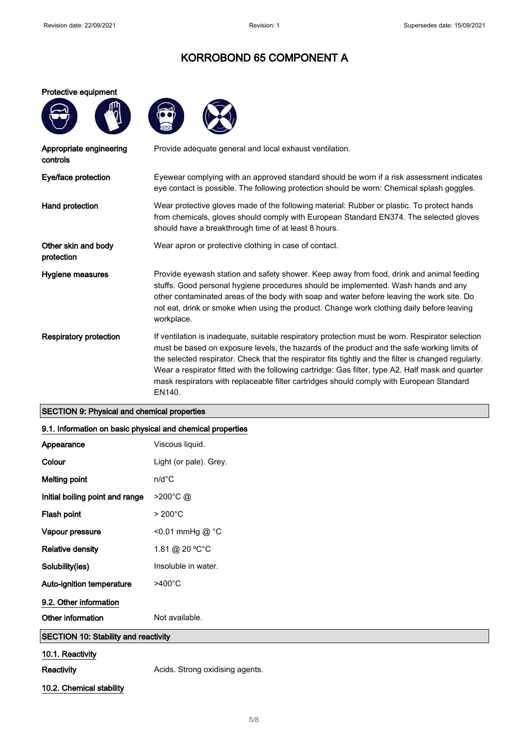# KORROBOND 65 COMPONENT A

**Protective equipment**

| | |
|---|---|
| **Appropriate engineering controls** | Provide adequate general and local exhaust ventilation. |
| **Eye/face protection** | Eyewear complying with an approved standard should be worn if a risk assessment indicates eye contact is possible. The following protection should be worn: Chemical splash goggles. |
| **Hand protection** | Wear protective gloves made of the following material: Rubber or plastic. To protect hands from chemicals, gloves should comply with European Standard EN374. The selected gloves should have a breakthrough time of at least 8 hours. |
| **Other skin and body protection** | Wear apron or protective clothing in case of contact. |
| **Hygiene measures** | Provide eyewash station and safety shower. Keep away from food, drink and animal feeding stuffs. Good personal hygiene procedures should be implemented. Wash hands and any other contaminated areas of the body with soap and water before leaving the work site. Do not eat, drink or smoke when using the product. Change work clothing daily before leaving workplace. |
| **Respiratory protection** | If ventilation is inadequate, suitable respiratory protection must be worn. Respirator selection must be based on exposure levels, the hazards of the product and the safe working limits of the selected respirator. Check that the respirator fits tightly and the filter is changed regularly. Wear a respirator fitted with the following cartridge: Gas filter, type A2. Half mask and quarter mask respirators with replaceable filter cartridges should comply with European Standard EN140. |

## SECTION 9: Physical and chemical properties

### 9.1. Information on basic physical and chemical properties

| | |
|---|---|
| **Appearance** | Viscous liquid. |
| **Colour** | Light (or pale). Grey. |
| **Melting point** | n/d°C |
| **Initial boiling point and range** | >200°C @ |
| **Flash point** | > 200°C |
| **Vapour pressure** | <0.01 mmHg @ °C |
| **Relative density** | 1.81 @ 20 ºC°C |
| **Solubility(ies)** | Insoluble in water. |
| **Auto-ignition temperature** | >400°C |

### 9.2. Other information

| | |
|---|---|
| **Other information** | Not available. |

## SECTION 10: Stability and reactivity

### 10.1. Reactivity

| | |
|---|---|
| **Reactivity** | Acids. Strong oxidising agents. |

### 10.2. Chemical stability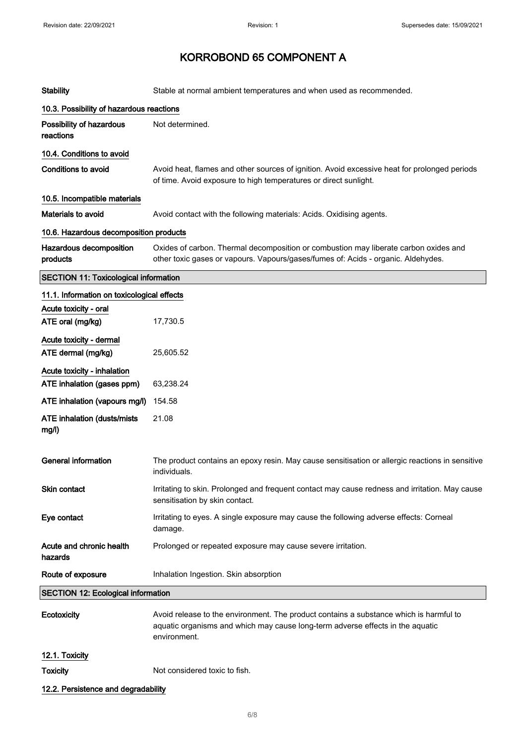# KORROBOND 65 COMPONENT A

| | |
|---|---|
| **Stability** | Stable at normal ambient temperatures and when used as recommended. |

### 10.3. Possibility of hazardous reactions

| | |
|---|---|
| **Possibility of hazardous reactions** | Not determined. |

### 10.4. Conditions to avoid

| | |
|---|---|
| **Conditions to avoid** | Avoid heat, flames and other sources of ignition. Avoid excessive heat for prolonged periods of time. Avoid exposure to high temperatures or direct sunlight. |

### 10.5. Incompatible materials

| | |
|---|---|
| **Materials to avoid** | Avoid contact with the following materials: Acids. Oxidising agents. |

### 10.6. Hazardous decomposition products

| | |
|---|---|
| **Hazardous decomposition products** | Oxides of carbon. Thermal decomposition or combustion may liberate carbon oxides and other toxic gases or vapours. Vapours/gases/fumes of: Acids - organic. Aldehydes. |

## SECTION 11: Toxicological information

### 11.1. Information on toxicological effects

**Acute toxicity - oral**

| | |
|---|---|
| **ATE oral (mg/kg)** | 17,730.5 |

**Acute toxicity - dermal**

| | |
|---|---|
| **ATE dermal (mg/kg)** | 25,605.52 |

**Acute toxicity - inhalation**

| | |
|---|---|
| **ATE inhalation (gases ppm)** | 63,238.24 |
| **ATE inhalation (vapours mg/l)** | 154.58 |
| **ATE inhalation (dusts/mists mg/l)** | 21.08 |

| | |
|---|---|
| **General information** | The product contains an epoxy resin. May cause sensitisation or allergic reactions in sensitive individuals. |
| **Skin contact** | Irritating to skin. Prolonged and frequent contact may cause redness and irritation. May cause sensitisation by skin contact. |
| **Eye contact** | Irritating to eyes. A single exposure may cause the following adverse effects: Corneal damage. |
| **Acute and chronic health hazards** | Prolonged or repeated exposure may cause severe irritation. |
| **Route of exposure** | Inhalation Ingestion. Skin absorption |

## SECTION 12: Ecological information

| | |
|---|---|
| **Ecotoxicity** | Avoid release to the environment. The product contains a substance which is harmful to aquatic organisms and which may cause long-term adverse effects in the aquatic environment. |

### 12.1. Toxicity

| | |
|---|---|
| **Toxicity** | Not considered toxic to fish. |

### 12.2. Persistence and degradability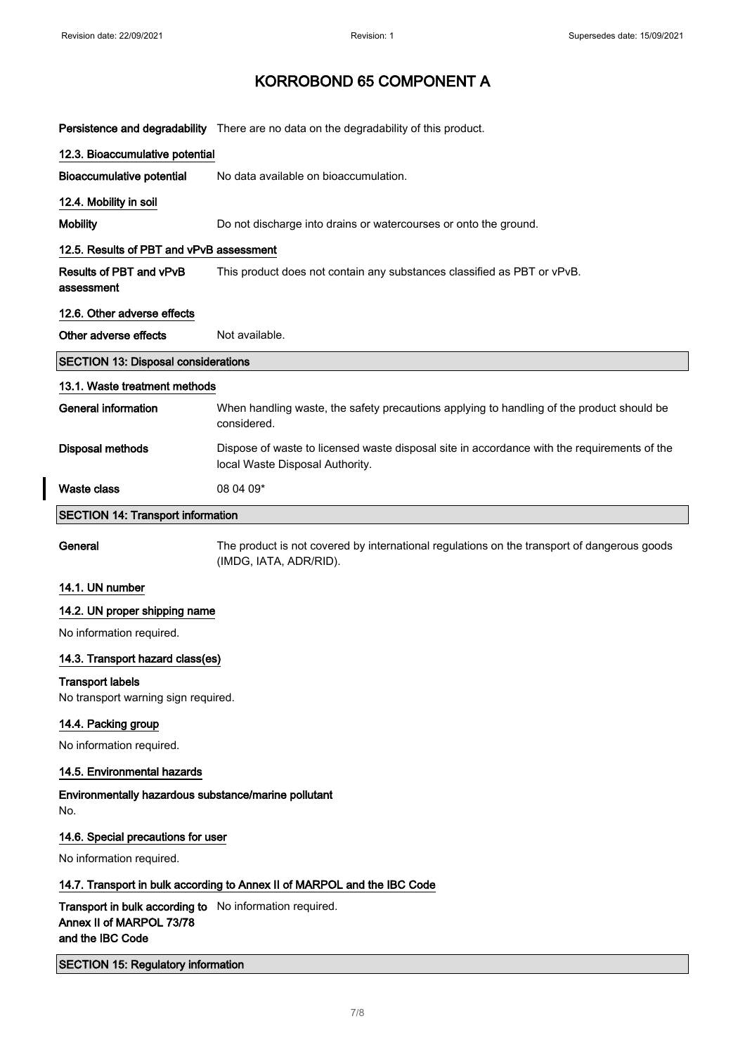# KORROBOND 65 COMPONENT A

**Persistence and degradability** There are no data on the degradability of this product.

### 12.3. Bioaccumulative potential

**Bioaccumulative potential** No data available on bioaccumulation.

### 12.4. Mobility in soil

**Mobility** Do not discharge into drains or watercourses or onto the ground.

### 12.5. Results of PBT and vPvB assessment

**Results of PBT and vPvB assessment** This product does not contain any substances classified as PBT or vPvB.

### 12.6. Other adverse effects

**Other adverse effects** Not available.

## SECTION 13: Disposal considerations

### 13.1. Waste treatment methods

**General information** When handling waste, the safety precautions applying to handling of the product should be considered.

**Disposal methods** Dispose of waste to licensed waste disposal site in accordance with the requirements of the local Waste Disposal Authority.

**Waste class** 08 04 09*

## SECTION 14: Transport information

**General** The product is not covered by international regulations on the transport of dangerous goods (IMDG, IATA, ADR/RID).

### 14.1. UN number

### 14.2. UN proper shipping name

No information required.

### 14.3. Transport hazard class(es)

**Transport labels**

No transport warning sign required.

### 14.4. Packing group

No information required.

### 14.5. Environmental hazards

**Environmentally hazardous substance/marine pollutant**

No.

### 14.6. Special precautions for user

No information required.

### 14.7. Transport in bulk according to Annex II of MARPOL and the IBC Code

**Transport in bulk according to Annex II of MARPOL 73/78 and the IBC Code** No information required.

## SECTION 15: Regulatory information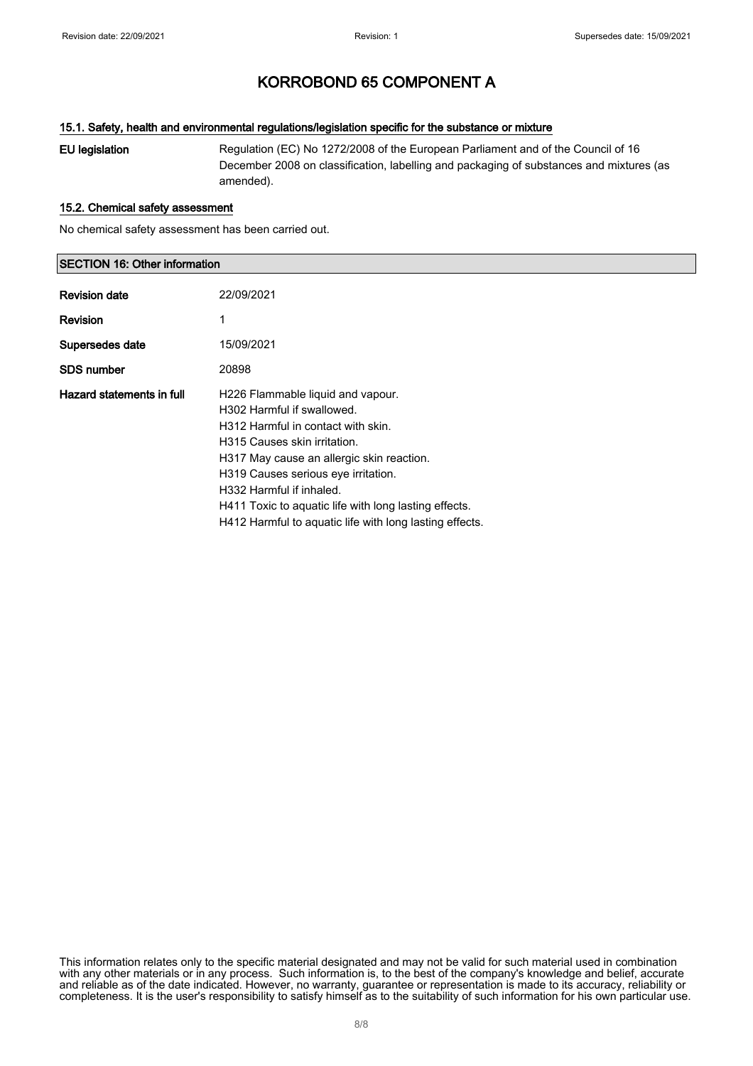# KORROBOND 65 COMPONENT A

### 15.1. Safety, health and environmental regulations/legislation specific for the substance or mixture

**EU legislation** Regulation (EC) No 1272/2008 of the European Parliament and of the Council of 16 December 2008 on classification, labelling and packaging of substances and mixtures (as amended).

### 15.2. Chemical safety assessment

No chemical safety assessment has been carried out.

## SECTION 16: Other information

| | |
|---|---|
| **Revision date** | 22/09/2021 |
| **Revision** | 1 |
| **Supersedes date** | 15/09/2021 |
| **SDS number** | 20898 |
| **Hazard statements in full** | H226 Flammable liquid and vapour.<br>H302 Harmful if swallowed.<br>H312 Harmful in contact with skin.<br>H315 Causes skin irritation.<br>H317 May cause an allergic skin reaction.<br>H319 Causes serious eye irritation.<br>H332 Harmful if inhaled.<br>H411 Toxic to aquatic life with long lasting effects.<br>H412 Harmful to aquatic life with long lasting effects. |

This information relates only to the specific material designated and may not be valid for such material used in combination with any other materials or in any process. Such information is, to the best of the company's knowledge and belief, accurate and reliable as of the date indicated. However, no warranty, guarantee or representation is made to its accuracy, reliability or completeness. It is the user's responsibility to satisfy himself as to the suitability of such information for his own particular use.